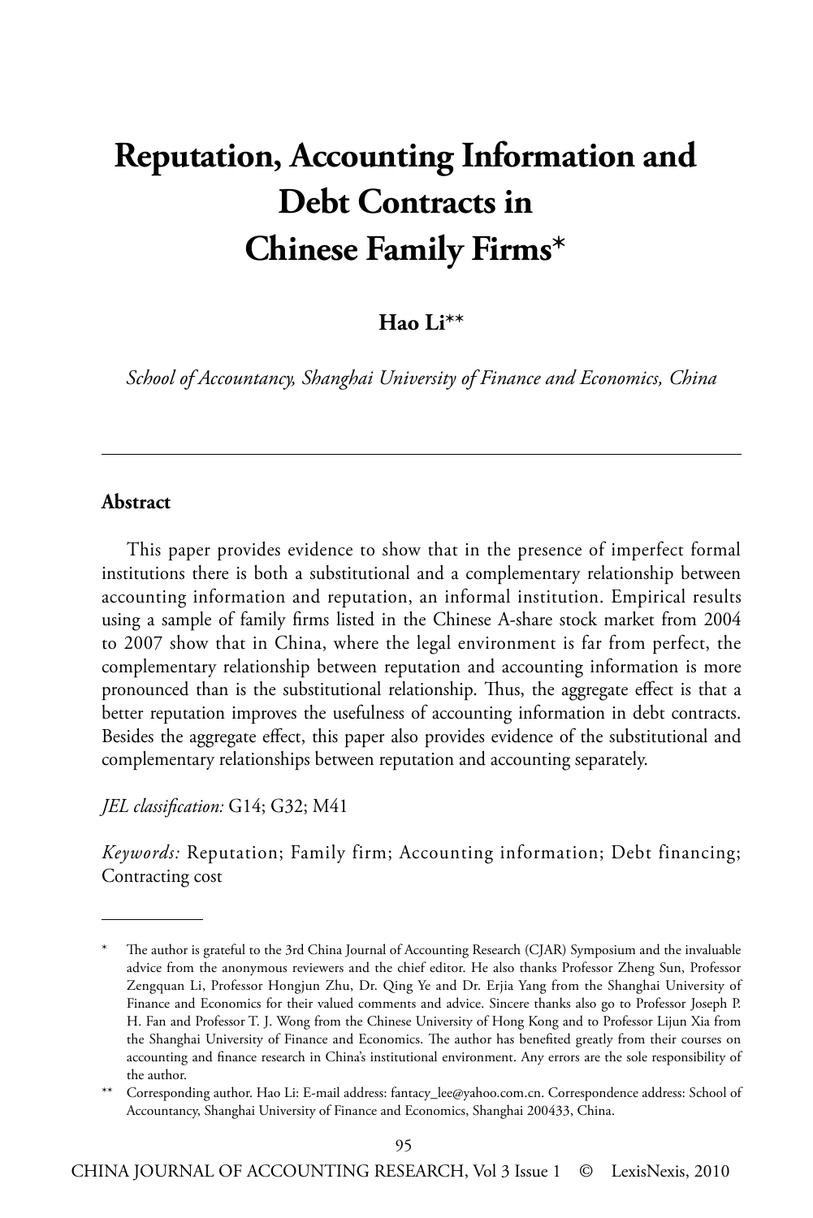# Reputation, Accounting Information and Debt Contracts in Chinese Family Firms*

**Hao Li****

*School of Accountancy, Shanghai University of Finance and Economics, China*

---

## Abstract

This paper provides evidence to show that in the presence of imperfect formal institutions there is both a substitutional and a complementary relationship between accounting information and reputation, an informal institution. Empirical results using a sample of family firms listed in the Chinese A-share stock market from 2004 to 2007 show that in China, where the legal environment is far from perfect, the complementary relationship between reputation and accounting information is more pronounced than is the substitutional relationship. Thus, the aggregate effect is that a better reputation improves the usefulness of accounting information in debt contracts. Besides the aggregate effect, this paper also provides evidence of the substitutional and complementary relationships between reputation and accounting separately.

*JEL classification:* G14; G32; M41

*Keywords:* Reputation; Family firm; Accounting information; Debt financing; Contracting cost

---

\* The author is grateful to the 3rd China Journal of Accounting Research (CJAR) Symposium and the invaluable advice from the anonymous reviewers and the chief editor. He also thanks Professor Zheng Sun, Professor Zengquan Li, Professor Hongjun Zhu, Dr. Qing Ye and Dr. Erjia Yang from the Shanghai University of Finance and Economics for their valued comments and advice. Sincere thanks also go to Professor Joseph P. H. Fan and Professor T. J. Wong from the Chinese University of Hong Kong and to Professor Lijun Xia from the Shanghai University of Finance and Economics. The author has benefited greatly from their courses on accounting and finance research in China's institutional environment. Any errors are the sole responsibility of the author.

\*\* Corresponding author. Hao Li: E-mail address: fantacy_lee@yahoo.com.cn. Correspondence address: School of Accountancy, Shanghai University of Finance and Economics, Shanghai 200433, China.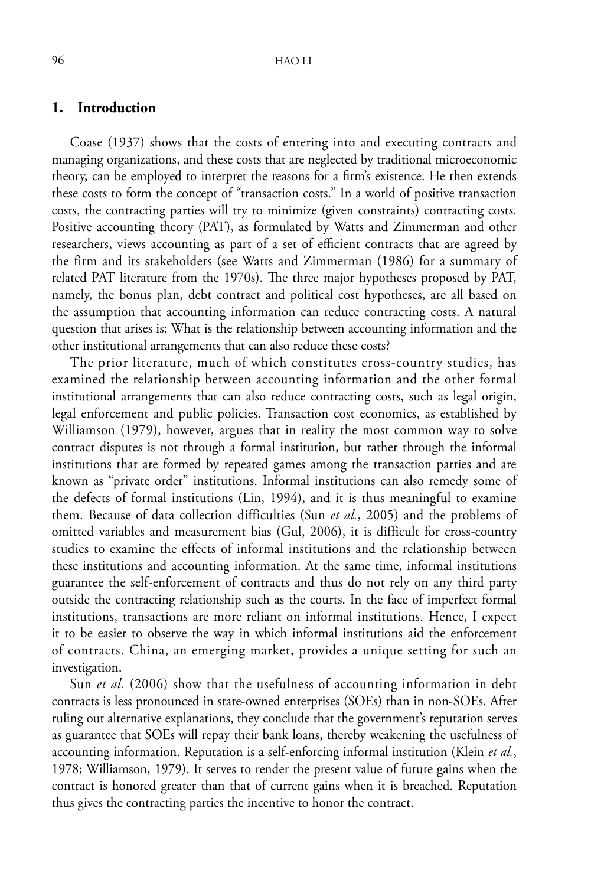## 1. Introduction

Coase (1937) shows that the costs of entering into and executing contracts and managing organizations, and these costs that are neglected by traditional microeconomic theory, can be employed to interpret the reasons for a firm's existence. He then extends these costs to form the concept of "transaction costs." In a world of positive transaction costs, the contracting parties will try to minimize (given constraints) contracting costs. Positive accounting theory (PAT), as formulated by Watts and Zimmerman and other researchers, views accounting as part of a set of efficient contracts that are agreed by the firm and its stakeholders (see Watts and Zimmerman (1986) for a summary of related PAT literature from the 1970s). The three major hypotheses proposed by PAT, namely, the bonus plan, debt contract and political cost hypotheses, are all based on the assumption that accounting information can reduce contracting costs. A natural question that arises is: What is the relationship between accounting information and the other institutional arrangements that can also reduce these costs?

The prior literature, much of which constitutes cross-country studies, has examined the relationship between accounting information and the other formal institutional arrangements that can also reduce contracting costs, such as legal origin, legal enforcement and public policies. Transaction cost economics, as established by Williamson (1979), however, argues that in reality the most common way to solve contract disputes is not through a formal institution, but rather through the informal institutions that are formed by repeated games among the transaction parties and are known as "private order" institutions. Informal institutions can also remedy some of the defects of formal institutions (Lin, 1994), and it is thus meaningful to examine them. Because of data collection difficulties (Sun *et al.*, 2005) and the problems of omitted variables and measurement bias (Gul, 2006), it is difficult for cross-country studies to examine the effects of informal institutions and the relationship between these institutions and accounting information. At the same time, informal institutions guarantee the self-enforcement of contracts and thus do not rely on any third party outside the contracting relationship such as the courts. In the face of imperfect formal institutions, transactions are more reliant on informal institutions. Hence, I expect it to be easier to observe the way in which informal institutions aid the enforcement of contracts. China, an emerging market, provides a unique setting for such an investigation.

Sun *et al.* (2006) show that the usefulness of accounting information in debt contracts is less pronounced in state-owned enterprises (SOEs) than in non-SOEs. After ruling out alternative explanations, they conclude that the government's reputation serves as guarantee that SOEs will repay their bank loans, thereby weakening the usefulness of accounting information. Reputation is a self-enforcing informal institution (Klein *et al.*, 1978; Williamson, 1979). It serves to render the present value of future gains when the contract is honored greater than that of current gains when it is breached. Reputation thus gives the contracting parties the incentive to honor the contract.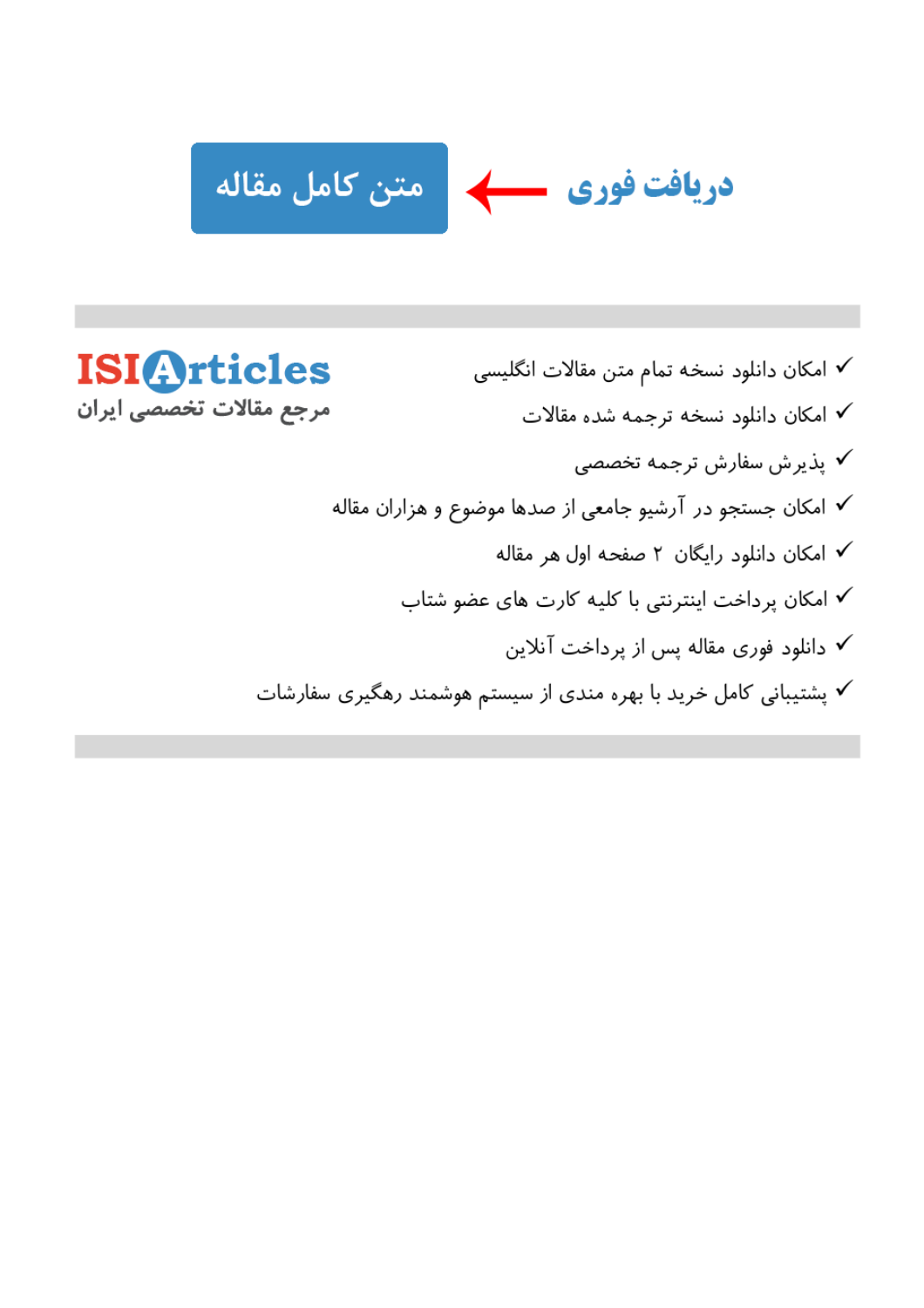دریافت فوری ← **متن کامل مقاله**

**ISIArticles**
مرجع مقالات تخصصی ایران

- ✓ امکان دانلود نسخه تمام متن مقالات انگلیسی
- ✓ امکان دانلود نسخه ترجمه شده مقالات
- ✓ پذیرش سفارش ترجمه تخصصی
- ✓ امکان جستجو در آرشیو جامعی از صدها موضوع و هزاران مقاله
- ✓ امکان دانلود رایگان ۲ صفحه اول هر مقاله
- ✓ امکان پرداخت اینترنتی با کلیه کارت های عضو شتاب
- ✓ دانلود فوری مقاله پس از پرداخت آنلاین
- ✓ پشتیبانی کامل خرید با بهره مندی از سیستم هوشمند رهگیری سفارشات